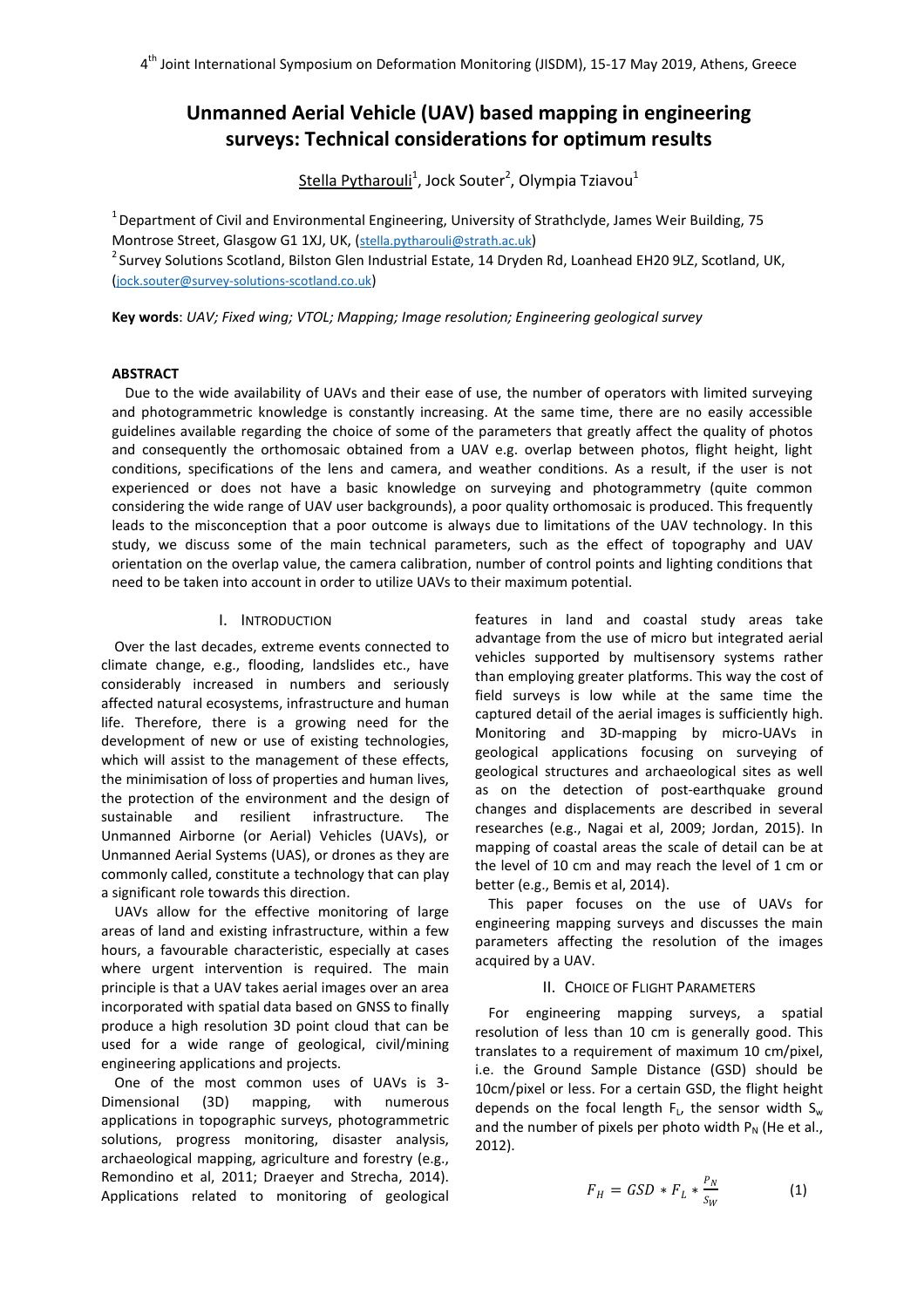4[th] Joint International Symposium on Deformation Monitoring (JISDM), 15-17 May 2019, Athens, Greece

# Unmanned Aerial Vehicle (UAV) based mapping in engineering surveys: Technical considerations for optimum results

Stella Pytharouli[1], Jock Souter[2], Olympia Tziavou[1]

[1] Department of Civil and Environmental Engineering, University of Strathclyde, James Weir Building, 75 Montrose Street, Glasgow G1 1XJ, UK, (stella.pytharouli@strath.ac.uk)

[2] Survey Solutions Scotland, Bilston Glen Industrial Estate, 14 Dryden Rd, Loanhead EH20 9LZ, Scotland, UK, (jock.souter@survey-solutions-scotland.co.uk)

**Key words**: *UAV; Fixed wing; VTOL; Mapping; Image resolution; Engineering geological survey*

## ABSTRACT

Due to the wide availability of UAVs and their ease of use, the number of operators with limited surveying and photogrammetric knowledge is constantly increasing. At the same time, there are no easily accessible guidelines available regarding the choice of some of the parameters that greatly affect the quality of photos and consequently the orthomosaic obtained from a UAV e.g. overlap between photos, flight height, light conditions, specifications of the lens and camera, and weather conditions. As a result, if the user is not experienced or does not have a basic knowledge on surveying and photogrammetry (quite common considering the wide range of UAV user backgrounds), a poor quality orthomosaic is produced. This frequently leads to the misconception that a poor outcome is always due to limitations of the UAV technology. In this study, we discuss some of the main technical parameters, such as the effect of topography and UAV orientation on the overlap value, the camera calibration, number of control points and lighting conditions that need to be taken into account in order to utilize UAVs to their maximum potential.

## I. INTRODUCTION

Over the last decades, extreme events connected to climate change, e.g., flooding, landslides etc., have considerably increased in numbers and seriously affected natural ecosystems, infrastructure and human life. Therefore, there is a growing need for the development of new or use of existing technologies, which will assist to the management of these effects, the minimisation of loss of properties and human lives, the protection of the environment and the design of sustainable and resilient infrastructure. The Unmanned Airborne (or Aerial) Vehicles (UAVs), or Unmanned Aerial Systems (UAS), or drones as they are commonly called, constitute a technology that can play a significant role towards this direction.

UAVs allow for the effective monitoring of large areas of land and existing infrastructure, within a few hours, a favourable characteristic, especially at cases where urgent intervention is required. The main principle is that a UAV takes aerial images over an area incorporated with spatial data based on GNSS to finally produce a high resolution 3D point cloud that can be used for a wide range of geological, civil/mining engineering applications and projects.

One of the most common uses of UAVs is 3-Dimensional (3D) mapping, with numerous applications in topographic surveys, photogrammetric solutions, progress monitoring, disaster analysis, archaeological mapping, agriculture and forestry (e.g., Remondino et al, 2011; Draeyer and Strecha, 2014). Applications related to monitoring of geological features in land and coastal study areas take advantage from the use of micro but integrated aerial vehicles supported by multisensory systems rather than employing greater platforms. This way the cost of field surveys is low while at the same time the captured detail of the aerial images is sufficiently high. Monitoring and 3D-mapping by micro-UAVs in geological applications focusing on surveying of geological structures and archaeological sites as well as on the detection of post-earthquake ground changes and displacements are described in several researches (e.g., Nagai et al, 2009; Jordan, 2015). In mapping of coastal areas the scale of detail can be at the level of 10 cm and may reach the level of 1 cm or better (e.g., Bemis et al, 2014).

This paper focuses on the use of UAVs for engineering mapping surveys and discusses the main parameters affecting the resolution of the images acquired by a UAV.

## II. CHOICE OF FLIGHT PARAMETERS

For engineering mapping surveys, a spatial resolution of less than 10 cm is generally good. This translates to a requirement of maximum 10 cm/pixel, i.e. the Ground Sample Distance (GSD) should be 10cm/pixel or less. For a certain GSD, the flight height depends on the focal length $F_L$, the sensor width $S_w$ and the number of pixels per photo width $P_N$ (He et al., 2012).

$$F_H = GSD * F_L * \frac{P_N}{S_W} \qquad (1)$$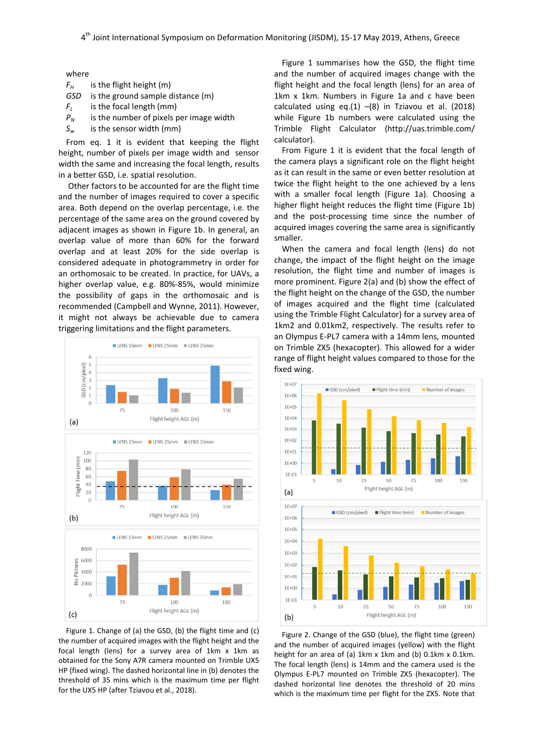where

| | |
|---|---|
| $F_H$ | is the flight height (m) |
| $GSD$ | is the ground sample distance (m) |
| $F_L$ | is the focal length (mm) |
| $P_N$ | is the number of pixels per image width |
| $S_w$ | is the sensor width (mm) |

From eq. 1 it is evident that keeping the flight height, number of pixels per image width and sensor width the same and increasing the focal length, results in a better GSD, i.e. spatial resolution.

Other factors to be accounted for are the flight time and the number of images required to cover a specific area. Both depend on the overlap percentage, i.e. the percentage of the same area on the ground covered by adjacent images as shown in Figure 1b. In general, an overlap value of more than 60% for the forward overlap and at least 20% for the side overlap is considered adequate in photogrammetry in order for an orthomosaic to be created. In practice, for UAVs, a higher overlap value, e.g. 80%-85%, would minimize the possibility of gaps in the orthomosaic and is recommended (Campbell and Wynne, 2011). However, it might not always be achievable due to camera triggering limitations and the flight parameters.

LENS 15mm LENS 25mm LENS 35mm

GSD (cm/pixel)

0 1 2 3 4 5 6

75 100 150

Flight height AGL (m)

(a)

LENS 15mm LENS 25mm LENS 35mm

Flight Time (min)

0 20 40 60 80 100 120

75 100 150

Flight height AGL (m)

(b)

LENS 15mm LENS 25mm LENS 35mm

No Pictures

0 2000 4000 6000 8000

75 100 150

Flight height AGL (m)

(c)

Figure 1. Change of (a) the GSD, (b) the flight time and (c) the number of acquired images with the flight height and the focal length (lens) for a survey area of 1km x 1km as obtained for the Sony A7R camera mounted on Trimble UX5 HP (fixed wing). The dashed horizontal line in (b) denotes the threshold of 35 mins which is the maximum time per flight for the UX5 HP (after Tziavou et al., 2018).

Figure 1 summarises how the GSD, the flight time and the number of acquired images change with the flight height and the focal length (lens) for an area of 1km x 1km. Numbers in Figure 1a and c have been calculated using eq.(1) –(8) in Tziavou et al. (2018) while Figure 1b numbers were calculated using the Trimble Flight Calculator (http://uas.trimble.com/ calculator).

From Figure 1 it is evident that the focal length of the camera plays a significant role on the flight height as it can result in the same or even better resolution at twice the flight height to the one achieved by a lens with a smaller focal length (Figure 1a). Choosing a higher flight height reduces the flight time (Figure 1b) and the post-processing time since the number of acquired images covering the same area is significantly smaller.

When the camera and focal length (lens) do not change, the impact of the flight height on the image resolution, the flight time and number of images is more prominent. Figure 2(a) and (b) show the effect of the flight height on the change of the GSD, the number of images acquired and the flight time (calculated using the Trimble Flight Calculator) for a survey area of 1km2 and 0.01km2, respectively. The results refer to an Olympus E-PL7 camera with a 14mm lens, mounted on Trimble ZX5 (hexacopter). This allowed for a wider range of flight height values compared to those for the fixed wing.

GSD (cm/pixel) Flight time (min) Number of images

1E-01 1E+00 1E+01 1E+02 1E+03 1E+04 1E+05 1E+06 1E+07

5 10 25 50 75 100 150

Flight height AGL (m)

(a)

GSD (cm/pixel) Flight time (min) Number of images

1E-01 1E+00 1E+01 1E+02 1E+03 1E+04 1E+05 1E+06 1E+07

5 10 25 50 75 100 150

Flight height AGL (m)

(b)

Figure 2. Change of the GSD (blue), the flight time (green) and the number of acquired images (yellow) with the flight height for an area of (a) 1km x 1km and (b) 0.1km x 0.1km. The focal length (lens) is 14mm and the camera used is the Olympus E-PL7 mounted on Trimble ZX5 (hexacopter). The dashed horizontal line denotes the threshold of 20 mins which is the maximum time per flight for the ZX5. Note that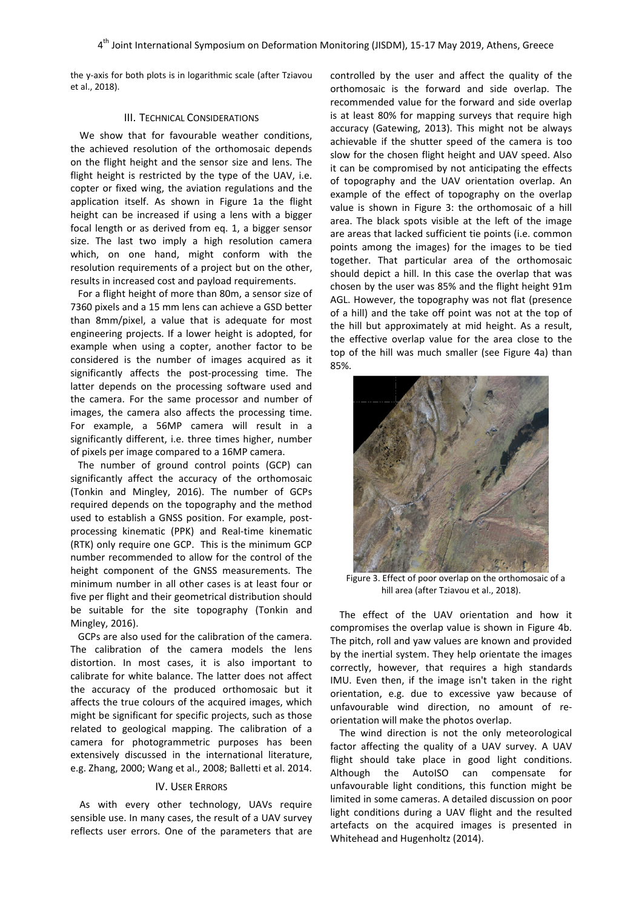the y-axis for both plots is in logarithmic scale (after Tziavou et al., 2018).

## III. TECHNICAL CONSIDERATIONS

We show that for favourable weather conditions, the achieved resolution of the orthomosaic depends on the flight height and the sensor size and lens. The flight height is restricted by the type of the UAV, i.e. copter or fixed wing, the aviation regulations and the application itself. As shown in Figure 1a the flight height can be increased if using a lens with a bigger focal length or as derived from eq. 1, a bigger sensor size. The last two imply a high resolution camera which, on one hand, might conform with the resolution requirements of a project but on the other, results in increased cost and payload requirements.

For a flight height of more than 80m, a sensor size of 7360 pixels and a 15 mm lens can achieve a GSD better than 8mm/pixel, a value that is adequate for most engineering projects. If a lower height is adopted, for example when using a copter, another factor to be considered is the number of images acquired as it significantly affects the post-processing time. The latter depends on the processing software used and the camera. For the same processor and number of images, the camera also affects the processing time. For example, a 56MP camera will result in a significantly different, i.e. three times higher, number of pixels per image compared to a 16MP camera.

The number of ground control points (GCP) can significantly affect the accuracy of the orthomosaic (Tonkin and Mingley, 2016). The number of GCPs required depends on the topography and the method used to establish a GNSS position. For example, post-processing kinematic (PPK) and Real-time kinematic (RTK) only require one GCP. This is the minimum GCP number recommended to allow for the control of the height component of the GNSS measurements. The minimum number in all other cases is at least four or five per flight and their geometrical distribution should be suitable for the site topography (Tonkin and Mingley, 2016).

GCPs are also used for the calibration of the camera. The calibration of the camera models the lens distortion. In most cases, it is also important to calibrate for white balance. The latter does not affect the accuracy of the produced orthomosaic but it affects the true colours of the acquired images, which might be significant for specific projects, such as those related to geological mapping. The calibration of a camera for photogrammetric purposes has been extensively discussed in the international literature, e.g. Zhang, 2000; Wang et al., 2008; Balletti et al. 2014.

## IV. USER ERRORS

As with every other technology, UAVs require sensible use. In many cases, the result of a UAV survey reflects user errors. One of the parameters that are controlled by the user and affect the quality of the orthomosaic is the forward and side overlap. The recommended value for the forward and side overlap is at least 80% for mapping surveys that require high accuracy (Gatewing, 2013). This might not be always achievable if the shutter speed of the camera is too slow for the chosen flight height and UAV speed. Also it can be compromised by not anticipating the effects of topography and the UAV orientation overlap. An example of the effect of topography on the overlap value is shown in Figure 3: the orthomosaic of a hill area. The black spots visible at the left of the image are areas that lacked sufficient tie points (i.e. common points among the images) for the images to be tied together. That particular area of the orthomosaic should depict a hill. In this case the overlap that was chosen by the user was 85% and the flight height 91m AGL. However, the topography was not flat (presence of a hill) and the take off point was not at the top of the hill but approximately at mid height. As a result, the effective overlap value for the area close to the top of the hill was much smaller (see Figure 4a) than 85%.

Figure 3. Effect of poor overlap on the orthomosaic of a hill area (after Tziavou et al., 2018).

The effect of the UAV orientation and how it compromises the overlap value is shown in Figure 4b. The pitch, roll and yaw values are known and provided by the inertial system. They help orientate the images correctly, however, that requires a high standards IMU. Even then, if the image isn't taken in the right orientation, e.g. due to excessive yaw because of unfavourable wind direction, no amount of re-orientation will make the photos overlap.

The wind direction is not the only meteorological factor affecting the quality of a UAV survey. A UAV flight should take place in good light conditions. Although the AutoISO can compensate for unfavourable light conditions, this function might be limited in some cameras. A detailed discussion on poor light conditions during a UAV flight and the resulted artefacts on the acquired images is presented in Whitehead and Hugenholtz (2014).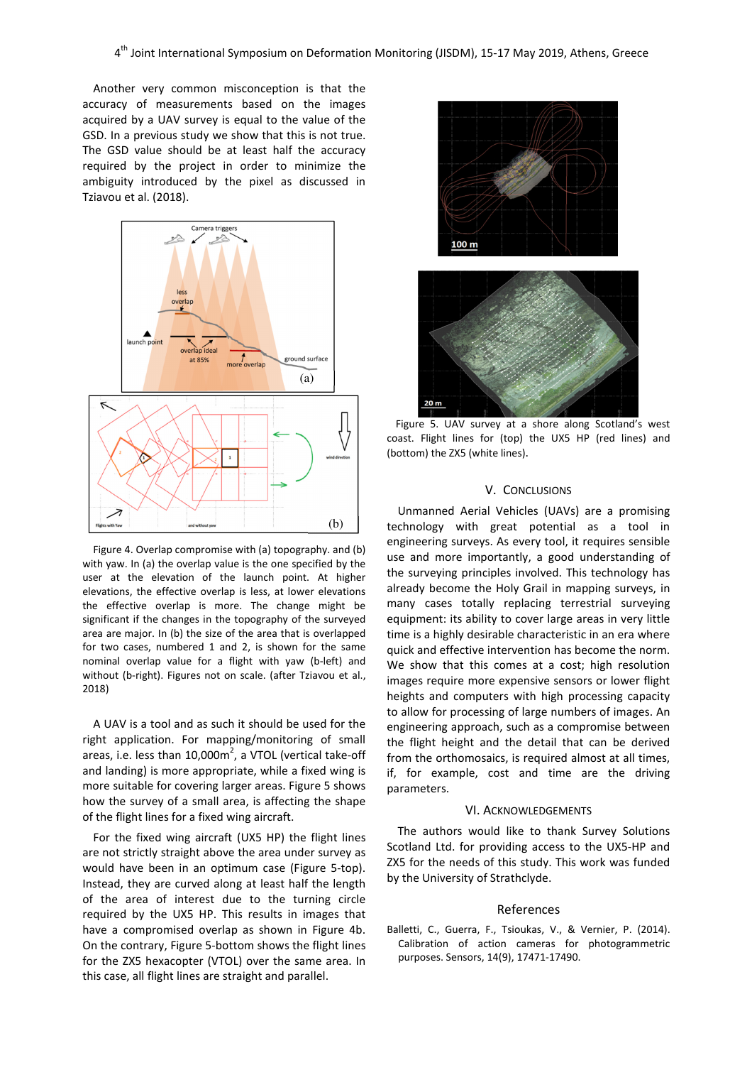Another very common misconception is that the accuracy of measurements based on the images acquired by a UAV survey is equal to the value of the GSD. In a previous study we show that this is not true. The GSD value should be at least half the accuracy required by the project in order to minimize the ambiguity introduced by the pixel as discussed in Tziavou et al. (2018).

Figure 4. Overlap compromise with (a) topography. and (b) with yaw. In (a) the overlap value is the one specified by the user at the elevation of the launch point. At higher elevations, the effective overlap is less, at lower elevations the effective overlap is more. The change might be significant if the changes in the topography of the surveyed area are major. In (b) the size of the area that is overlapped for two cases, numbered 1 and 2, is shown for the same nominal overlap value for a flight with yaw (b-left) and without (b-right). Figures not on scale. (after Tziavou et al., 2018)

A UAV is a tool and as such it should be used for the right application. For mapping/monitoring of small areas, i.e. less than 10,000m$^2$, a VTOL (vertical take-off and landing) is more appropriate, while a fixed wing is more suitable for covering larger areas. Figure 5 shows how the survey of a small area, is affecting the shape of the flight lines for a fixed wing aircraft.

For the fixed wing aircraft (UX5 HP) the flight lines are not strictly straight above the area under survey as would have been in an optimum case (Figure 5-top). Instead, they are curved along at least half the length of the area of interest due to the turning circle required by the UX5 HP. This results in images that have a compromised overlap as shown in Figure 4b. On the contrary, Figure 5-bottom shows the flight lines for the ZX5 hexacopter (VTOL) over the same area. In this case, all flight lines are straight and parallel.

Figure 5. UAV survey at a shore along Scotland's west coast. Flight lines for (top) the UX5 HP (red lines) and (bottom) the ZX5 (white lines).

## V. Conclusions

Unmanned Aerial Vehicles (UAVs) are a promising technology with great potential as a tool in engineering surveys. As every tool, it requires sensible use and more importantly, a good understanding of the surveying principles involved. This technology has already become the Holy Grail in mapping surveys, in many cases totally replacing terrestrial surveying equipment: its ability to cover large areas in very little time is a highly desirable characteristic in an era where quick and effective intervention has become the norm. We show that this comes at a cost; high resolution images require more expensive sensors or lower flight heights and computers with high processing capacity to allow for processing of large numbers of images. An engineering approach, such as a compromise between the flight height and the detail that can be derived from the orthomosaics, is required almost at all times, if, for example, cost and time are the driving parameters.

## VI. Acknowledgements

The authors would like to thank Survey Solutions Scotland Ltd. for providing access to the UX5-HP and ZX5 for the needs of this study. This work was funded by the University of Strathclyde.

## References

Balletti, C., Guerra, F., Tsioukas, V., & Vernier, P. (2014). Calibration of action cameras for photogrammetric purposes. Sensors, 14(9), 17471-17490.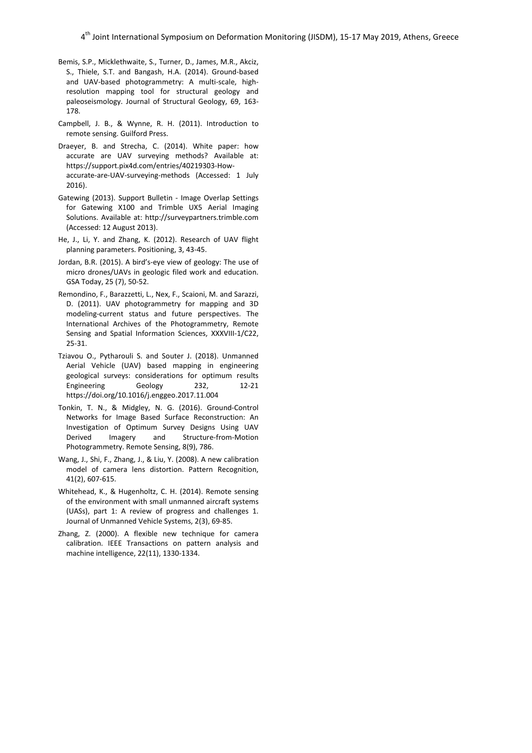Bemis, S.P., Micklethwaite, S., Turner, D., James, M.R., Akciz, S., Thiele, S.T. and Bangash, H.A. (2014). Ground-based and UAV-based photogrammetry: A multi-scale, high-resolution mapping tool for structural geology and paleoseismology. Journal of Structural Geology, 69, 163-178.

Campbell, J. B., & Wynne, R. H. (2011). Introduction to remote sensing. Guilford Press.

Draeyer, B. and Strecha, C. (2014). White paper: how accurate are UAV surveying methods? Available at: https://support.pix4d.com/entries/40219303-How-accurate-are-UAV-surveying-methods (Accessed: 1 July 2016).

Gatewing (2013). Support Bulletin - Image Overlap Settings for Gatewing X100 and Trimble UX5 Aerial Imaging Solutions. Available at: http://surveypartners.trimble.com (Accessed: 12 August 2013).

He, J., Li, Y. and Zhang, K. (2012). Research of UAV flight planning parameters. Positioning, 3, 43-45.

Jordan, B.R. (2015). A bird's-eye view of geology: The use of micro drones/UAVs in geologic filed work and education. GSA Today, 25 (7), 50-52.

Remondino, F., Barazzetti, L., Nex, F., Scaioni, M. and Sarazzi, D. (2011). UAV photogrammetry for mapping and 3D modeling-current status and future perspectives. The International Archives of the Photogrammetry, Remote Sensing and Spatial Information Sciences, XXXVIII-1/C22, 25-31.

Tziavou O., Pytharouli S. and Souter J. (2018). Unmanned Aerial Vehicle (UAV) based mapping in engineering geological surveys: considerations for optimum results Engineering Geology 232, 12-21 https://doi.org/10.1016/j.enggeo.2017.11.004

Tonkin, T. N., & Midgley, N. G. (2016). Ground-Control Networks for Image Based Surface Reconstruction: An Investigation of Optimum Survey Designs Using UAV Derived Imagery and Structure-from-Motion Photogrammetry. Remote Sensing, 8(9), 786.

Wang, J., Shi, F., Zhang, J., & Liu, Y. (2008). A new calibration model of camera lens distortion. Pattern Recognition, 41(2), 607-615.

Whitehead, K., & Hugenholtz, C. H. (2014). Remote sensing of the environment with small unmanned aircraft systems (UASs), part 1: A review of progress and challenges 1. Journal of Unmanned Vehicle Systems, 2(3), 69-85.

Zhang, Z. (2000). A flexible new technique for camera calibration. IEEE Transactions on pattern analysis and machine intelligence, 22(11), 1330-1334.